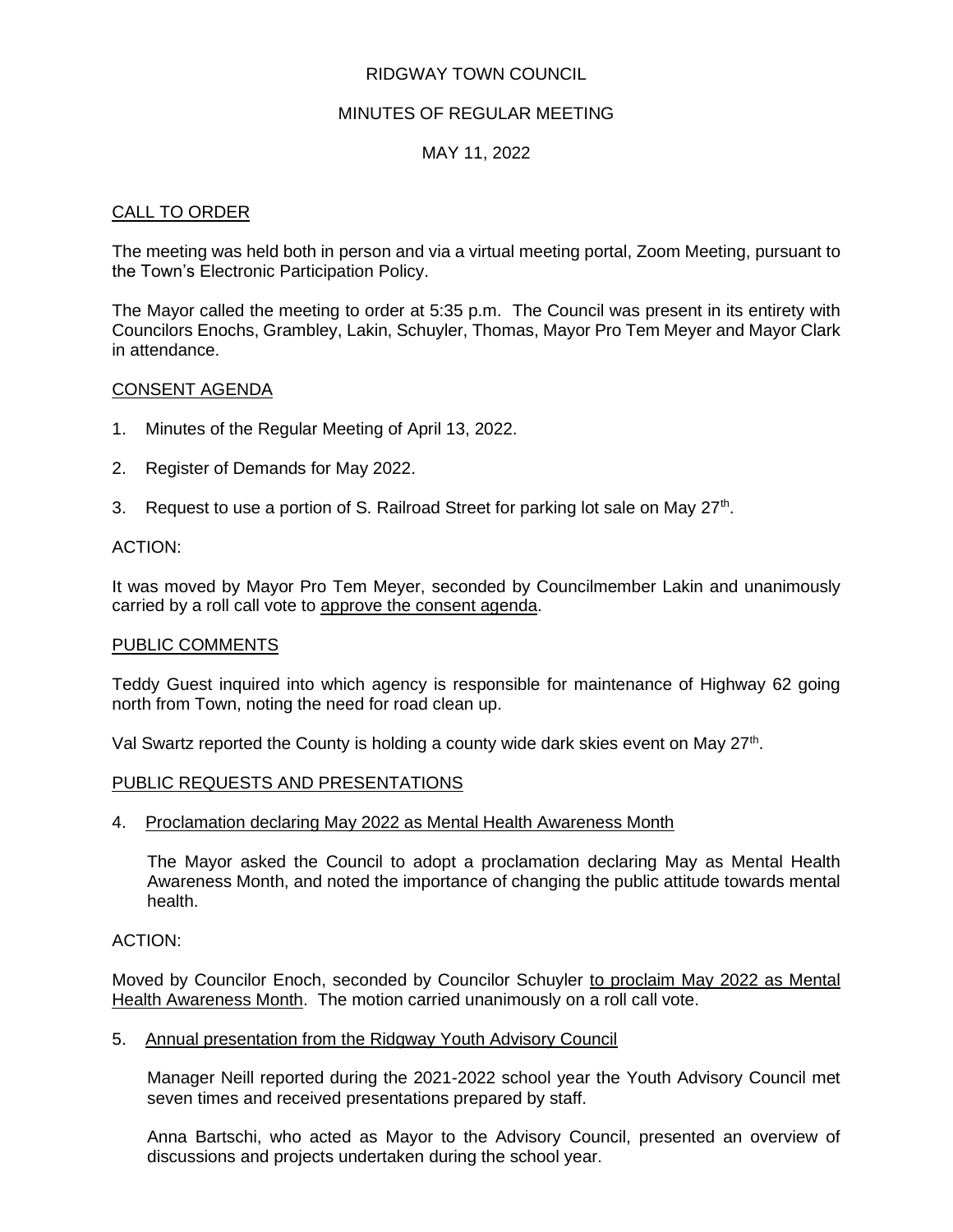RIDGWAY TOWN COUNCIL

MINUTES OF REGULAR MEETING

MAY 11, 2022

CALL TO ORDER

The meeting was held both in person and via a virtual meeting portal, Zoom Meeting, pursuant to the Town's Electronic Participation Policy.

The Mayor called the meeting to order at 5:35 p.m. The Council was present in its entirety with Councilors Enochs, Grambley, Lakin, Schuyler, Thomas, Mayor Pro Tem Meyer and Mayor Clark in attendance.

CONSENT AGENDA

1. Minutes of the Regular Meeting of April 13, 2022.
2. Register of Demands for May 2022.
3. Request to use a portion of S. Railroad Street for parking lot sale on May 27th.

ACTION:

It was moved by Mayor Pro Tem Meyer, seconded by Councilmember Lakin and unanimously carried by a roll call vote to approve the consent agenda.

PUBLIC COMMENTS

Teddy Guest inquired into which agency is responsible for maintenance of Highway 62 going north from Town, noting the need for road clean up.

Val Swartz reported the County is holding a county wide dark skies event on May 27th.

PUBLIC REQUESTS AND PRESENTATIONS

4. Proclamation declaring May 2022 as Mental Health Awareness Month

   The Mayor asked the Council to adopt a proclamation declaring May as Mental Health Awareness Month, and noted the importance of changing the public attitude towards mental health.

ACTION:

Moved by Councilor Enoch, seconded by Councilor Schuyler to proclaim May 2022 as Mental Health Awareness Month. The motion carried unanimously on a roll call vote.

5. Annual presentation from the Ridgway Youth Advisory Council

   Manager Neill reported during the 2021-2022 school year the Youth Advisory Council met seven times and received presentations prepared by staff.

   Anna Bartschi, who acted as Mayor to the Advisory Council, presented an overview of discussions and projects undertaken during the school year.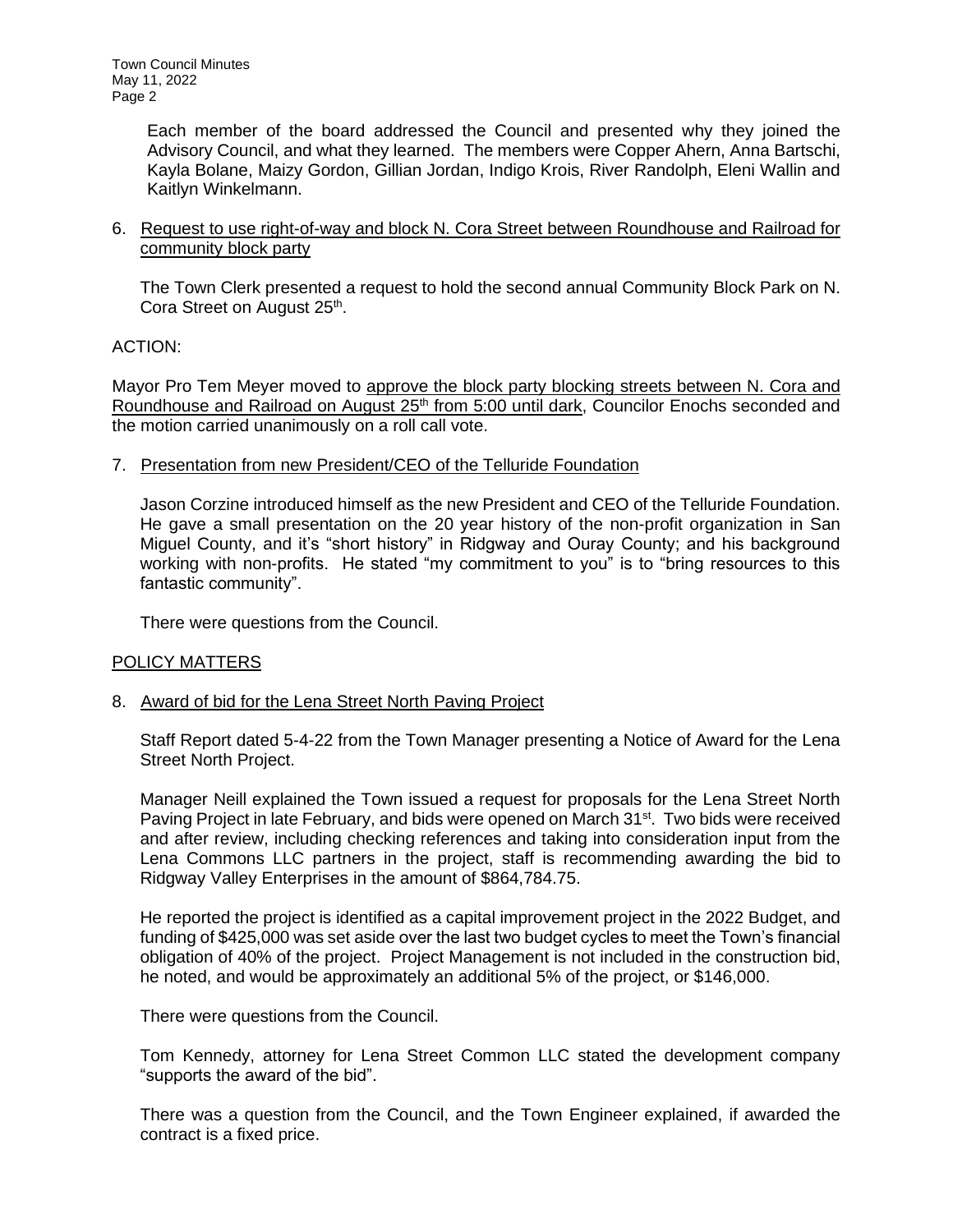Each member of the board addressed the Council and presented why they joined the Advisory Council, and what they learned. The members were Copper Ahern, Anna Bartschi, Kayla Bolane, Maizy Gordon, Gillian Jordan, Indigo Krois, River Randolph, Eleni Wallin and Kaitlyn Winkelmann.

6. Request to use right-of-way and block N. Cora Street between Roundhouse and Railroad for community block party

   The Town Clerk presented a request to hold the second annual Community Block Park on N. Cora Street on August 25th.

ACTION:

Mayor Pro Tem Meyer moved to approve the block party blocking streets between N. Cora and Roundhouse and Railroad on August 25th from 5:00 until dark, Councilor Enochs seconded and the motion carried unanimously on a roll call vote.

7. Presentation from new President/CEO of the Telluride Foundation

   Jason Corzine introduced himself as the new President and CEO of the Telluride Foundation. He gave a small presentation on the 20 year history of the non-profit organization in San Miguel County, and it's "short history" in Ridgway and Ouray County; and his background working with non-profits. He stated "my commitment to you" is to "bring resources to this fantastic community".

   There were questions from the Council.

POLICY MATTERS

8. Award of bid for the Lena Street North Paving Project

   Staff Report dated 5-4-22 from the Town Manager presenting a Notice of Award for the Lena Street North Project.

   Manager Neill explained the Town issued a request for proposals for the Lena Street North Paving Project in late February, and bids were opened on March 31st. Two bids were received and after review, including checking references and taking into consideration input from the Lena Commons LLC partners in the project, staff is recommending awarding the bid to Ridgway Valley Enterprises in the amount of $864,784.75.

   He reported the project is identified as a capital improvement project in the 2022 Budget, and funding of $425,000 was set aside over the last two budget cycles to meet the Town's financial obligation of 40% of the project. Project Management is not included in the construction bid, he noted, and would be approximately an additional 5% of the project, or $146,000.

   There were questions from the Council.

   Tom Kennedy, attorney for Lena Street Common LLC stated the development company "supports the award of the bid".

   There was a question from the Council, and the Town Engineer explained, if awarded the contract is a fixed price.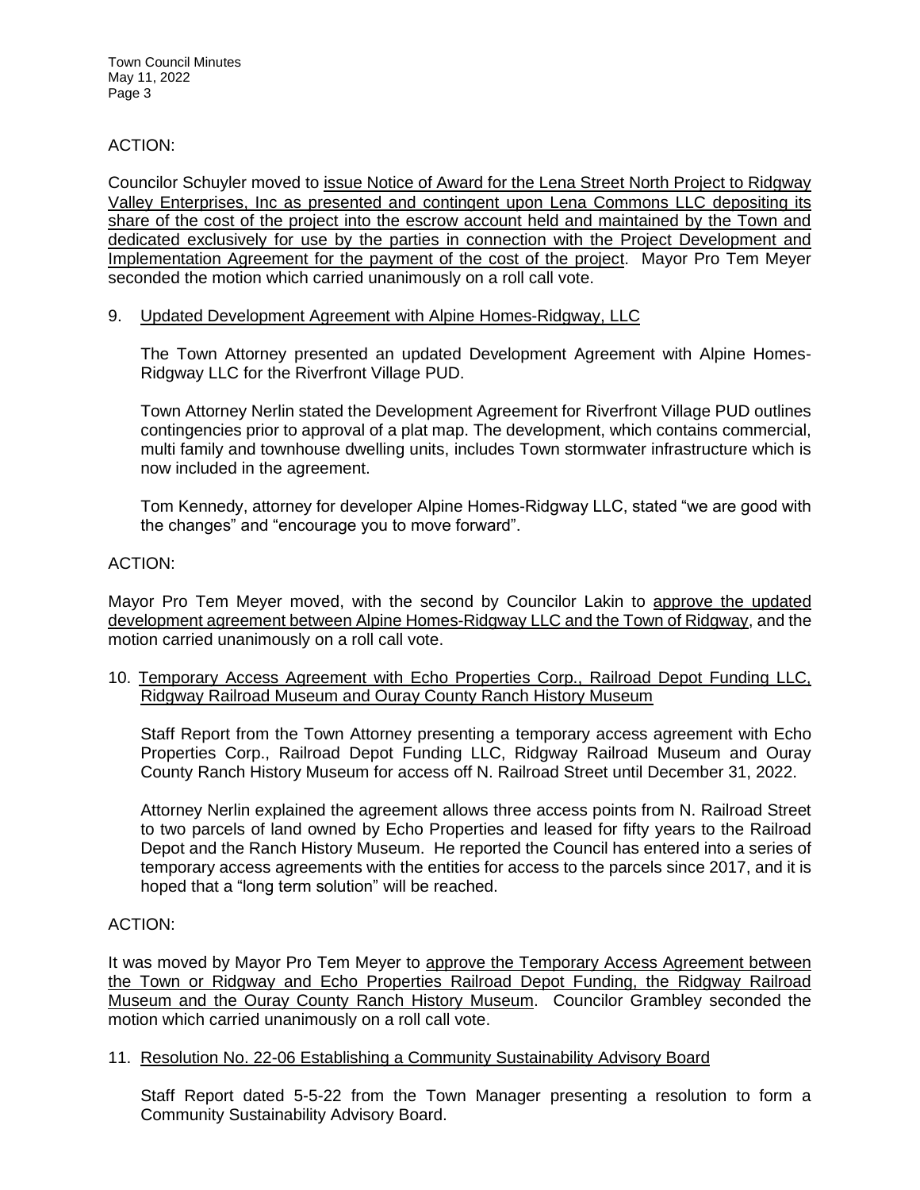ACTION:

Councilor Schuyler moved to issue Notice of Award for the Lena Street North Project to Ridgway Valley Enterprises, Inc as presented and contingent upon Lena Commons LLC depositing its share of the cost of the project into the escrow account held and maintained by the Town and dedicated exclusively for use by the parties in connection with the Project Development and Implementation Agreement for the payment of the cost of the project. Mayor Pro Tem Meyer seconded the motion which carried unanimously on a roll call vote.

9. Updated Development Agreement with Alpine Homes-Ridgway, LLC

   The Town Attorney presented an updated Development Agreement with Alpine Homes-Ridgway LLC for the Riverfront Village PUD.

   Town Attorney Nerlin stated the Development Agreement for Riverfront Village PUD outlines contingencies prior to approval of a plat map. The development, which contains commercial, multi family and townhouse dwelling units, includes Town stormwater infrastructure which is now included in the agreement.

   Tom Kennedy, attorney for developer Alpine Homes-Ridgway LLC, stated "we are good with the changes" and "encourage you to move forward".

ACTION:

Mayor Pro Tem Meyer moved, with the second by Councilor Lakin to approve the updated development agreement between Alpine Homes-Ridgway LLC and the Town of Ridgway, and the motion carried unanimously on a roll call vote.

10. Temporary Access Agreement with Echo Properties Corp., Railroad Depot Funding LLC, Ridgway Railroad Museum and Ouray County Ranch History Museum

    Staff Report from the Town Attorney presenting a temporary access agreement with Echo Properties Corp., Railroad Depot Funding LLC, Ridgway Railroad Museum and Ouray County Ranch History Museum for access off N. Railroad Street until December 31, 2022.

    Attorney Nerlin explained the agreement allows three access points from N. Railroad Street to two parcels of land owned by Echo Properties and leased for fifty years to the Railroad Depot and the Ranch History Museum. He reported the Council has entered into a series of temporary access agreements with the entities for access to the parcels since 2017, and it is hoped that a "long term solution" will be reached.

ACTION:

It was moved by Mayor Pro Tem Meyer to approve the Temporary Access Agreement between the Town or Ridgway and Echo Properties Railroad Depot Funding, the Ridgway Railroad Museum and the Ouray County Ranch History Museum. Councilor Grambley seconded the motion which carried unanimously on a roll call vote.

11. Resolution No. 22-06 Establishing a Community Sustainability Advisory Board

    Staff Report dated 5-5-22 from the Town Manager presenting a resolution to form a Community Sustainability Advisory Board.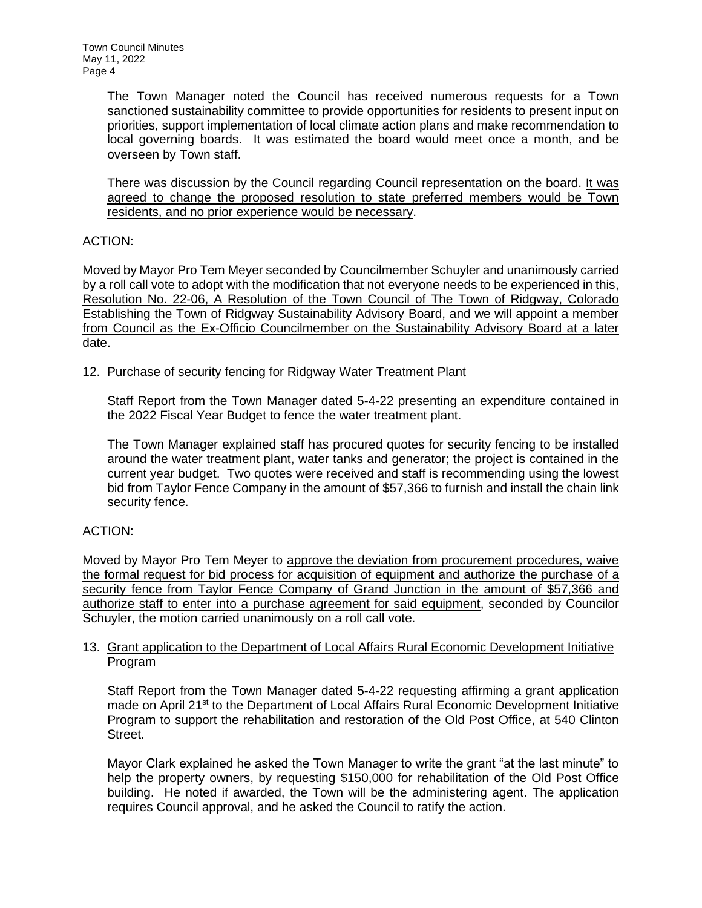The Town Manager noted the Council has received numerous requests for a Town sanctioned sustainability committee to provide opportunities for residents to present input on priorities, support implementation of local climate action plans and make recommendation to local governing boards. It was estimated the board would meet once a month, and be overseen by Town staff.

There was discussion by the Council regarding Council representation on the board. <u>It was agreed to change the proposed resolution to state preferred members would be Town residents, and no prior experience would be necessary</u>.

ACTION:

Moved by Mayor Pro Tem Meyer seconded by Councilmember Schuyler and unanimously carried by a roll call vote to <u>adopt with the modification that not everyone needs to be experienced in this, Resolution No. 22-06, A Resolution of the Town Council of The Town of Ridgway, Colorado Establishing the Town of Ridgway Sustainability Advisory Board, and we will appoint a member from Council as the Ex-Officio Councilmember on the Sustainability Advisory Board at a later date.</u>

12. <u>Purchase of security fencing for Ridgway Water Treatment Plant</u>

    Staff Report from the Town Manager dated 5-4-22 presenting an expenditure contained in the 2022 Fiscal Year Budget to fence the water treatment plant.

    The Town Manager explained staff has procured quotes for security fencing to be installed around the water treatment plant, water tanks and generator; the project is contained in the current year budget. Two quotes were received and staff is recommending using the lowest bid from Taylor Fence Company in the amount of $57,366 to furnish and install the chain link security fence.

ACTION:

Moved by Mayor Pro Tem Meyer to <u>approve the deviation from procurement procedures, waive the formal request for bid process for acquisition of equipment and authorize the purchase of a security fence from Taylor Fence Company of Grand Junction in the amount of $57,366 and authorize staff to enter into a purchase agreement for said equipment</u>, seconded by Councilor Schuyler, the motion carried unanimously on a roll call vote.

13. <u>Grant application to the Department of Local Affairs Rural Economic Development Initiative Program</u>

    Staff Report from the Town Manager dated 5-4-22 requesting affirming a grant application made on April 21st to the Department of Local Affairs Rural Economic Development Initiative Program to support the rehabilitation and restoration of the Old Post Office, at 540 Clinton Street.

    Mayor Clark explained he asked the Town Manager to write the grant "at the last minute" to help the property owners, by requesting $150,000 for rehabilitation of the Old Post Office building. He noted if awarded, the Town will be the administering agent. The application requires Council approval, and he asked the Council to ratify the action.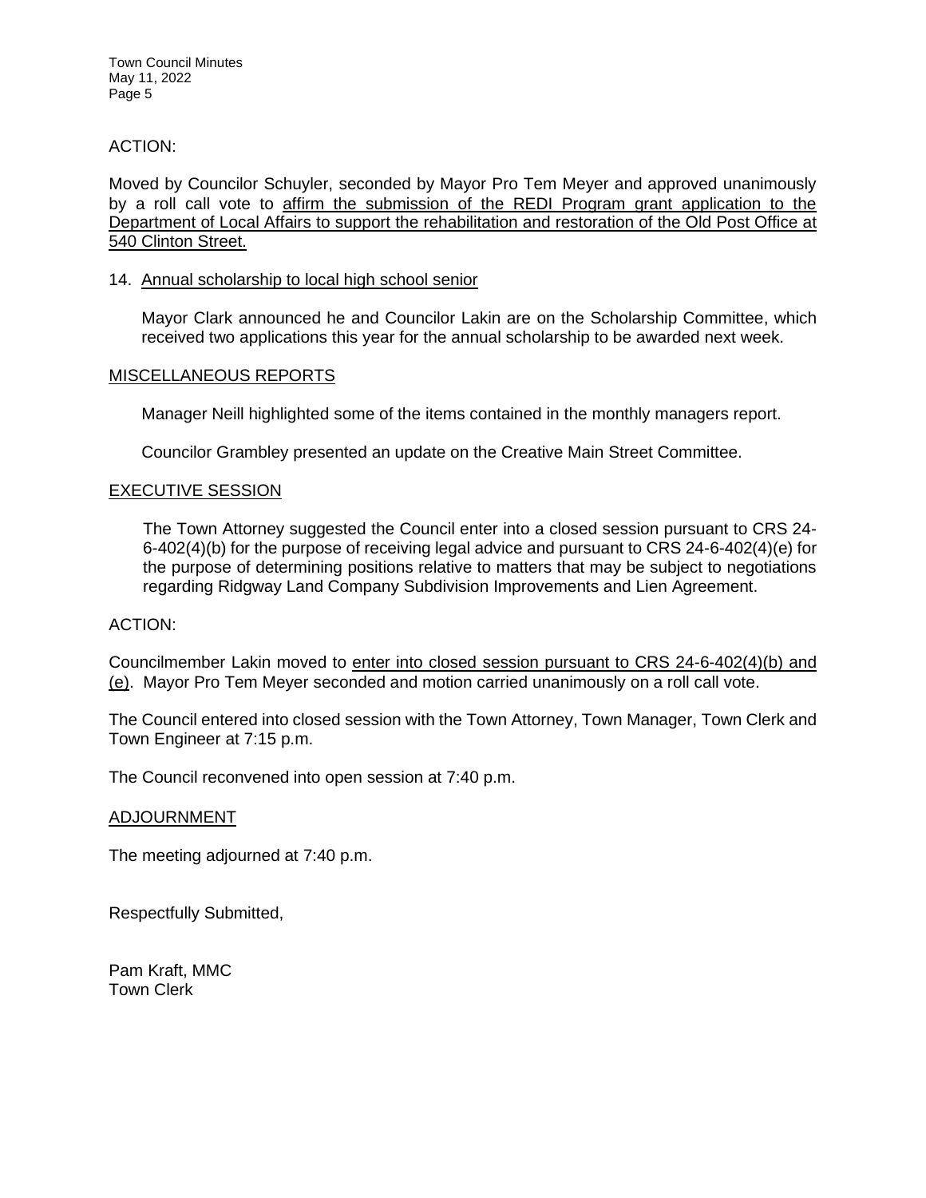ACTION:

Moved by Councilor Schuyler, seconded by Mayor Pro Tem Meyer and approved unanimously by a roll call vote to affirm the submission of the REDI Program grant application to the Department of Local Affairs to support the rehabilitation and restoration of the Old Post Office at 540 Clinton Street.

14. Annual scholarship to local high school senior

    Mayor Clark announced he and Councilor Lakin are on the Scholarship Committee, which received two applications this year for the annual scholarship to be awarded next week.

MISCELLANEOUS REPORTS

Manager Neill highlighted some of the items contained in the monthly managers report.

Councilor Grambley presented an update on the Creative Main Street Committee.

EXECUTIVE SESSION

The Town Attorney suggested the Council enter into a closed session pursuant to CRS 24-6-402(4)(b) for the purpose of receiving legal advice and pursuant to CRS 24-6-402(4)(e) for the purpose of determining positions relative to matters that may be subject to negotiations regarding Ridgway Land Company Subdivision Improvements and Lien Agreement.

ACTION:

Councilmember Lakin moved to enter into closed session pursuant to CRS 24-6-402(4)(b) and (e). Mayor Pro Tem Meyer seconded and motion carried unanimously on a roll call vote.

The Council entered into closed session with the Town Attorney, Town Manager, Town Clerk and Town Engineer at 7:15 p.m.

The Council reconvened into open session at 7:40 p.m.

ADJOURNMENT

The meeting adjourned at 7:40 p.m.

Respectfully Submitted,

Pam Kraft, MMC
Town Clerk